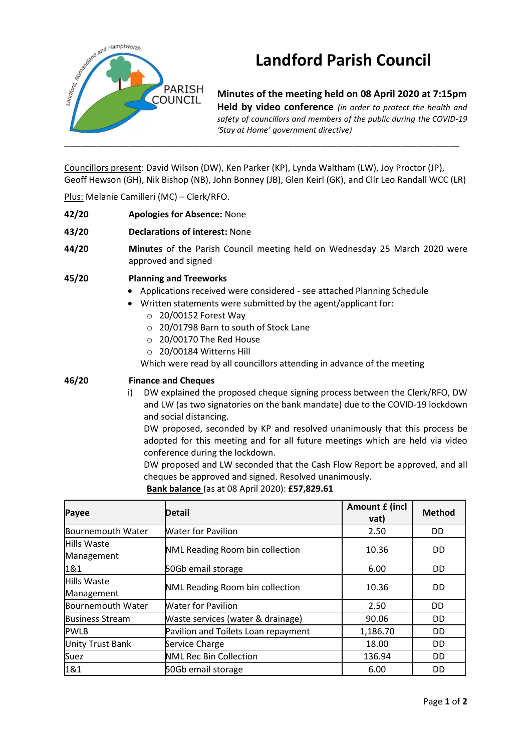# Landford Parish Council

**Minutes of the meeting held on 08 April 2020 at 7:15pm**
**Held by video conference** *(in order to protect the health and safety of councillors and members of the public during the COVID-19 'Stay at Home' government directive)*

---

Councillors present: David Wilson (DW), Ken Parker (KP), Lynda Waltham (LW), Joy Proctor (JP), Geoff Hewson (GH), Nik Bishop (NB), John Bonney (JB), Glen Keirl (GK), and Cllr Leo Randall WCC (LR)

Plus: Melanie Camilleri (MC) – Clerk/RFO.

**42/20** **Apologies for Absence:** None

**43/20** **Declarations of interest:** None

**44/20** **Minutes** of the Parish Council meeting held on Wednesday 25 March 2020 were approved and signed

**45/20** **Planning and Treeworks**

- Applications received were considered - see attached Planning Schedule
- Written statements were submitted by the agent/applicant for:
  - 20/00152 Forest Way
  - 20/01798 Barn to south of Stock Lane
  - 20/00170 The Red House
  - 20/00184 Witterns Hill

  Which were read by all councillors attending in advance of the meeting

**46/20** **Finance and Cheques**

i) DW explained the proposed cheque signing process between the Clerk/RFO, DW and LW (as two signatories on the bank mandate) due to the COVID-19 lockdown and social distancing.
DW proposed, seconded by KP and resolved unanimously that this process be adopted for this meeting and for all future meetings which are held via video conference during the lockdown.
DW proposed and LW seconded that the Cash Flow Report be approved, and all cheques be approved and signed. Resolved unanimously.
**Bank balance** (as at 08 April 2020): **£57,829.61**

| Payee | Detail | Amount £ (incl vat) | Method |
|---|---|---|---|
| Bournemouth Water | Water for Pavilion | 2.50 | DD |
| Hills Waste Management | NML Reading Room bin collection | 10.36 | DD |
| 1&1 | 50Gb email storage | 6.00 | DD |
| Hills Waste Management | NML Reading Room bin collection | 10.36 | DD |
| Bournemouth Water | Water for Pavilion | 2.50 | DD |
| Business Stream | Waste services (water & drainage) | 90.06 | DD |
| PWLB | Pavilion and Toilets Loan repayment | 1,186.70 | DD |
| Unity Trust Bank | Service Charge | 18.00 | DD |
| Suez | NML Rec Bin Collection | 136.94 | DD |
| 1&1 | 50Gb email storage | 6.00 | DD |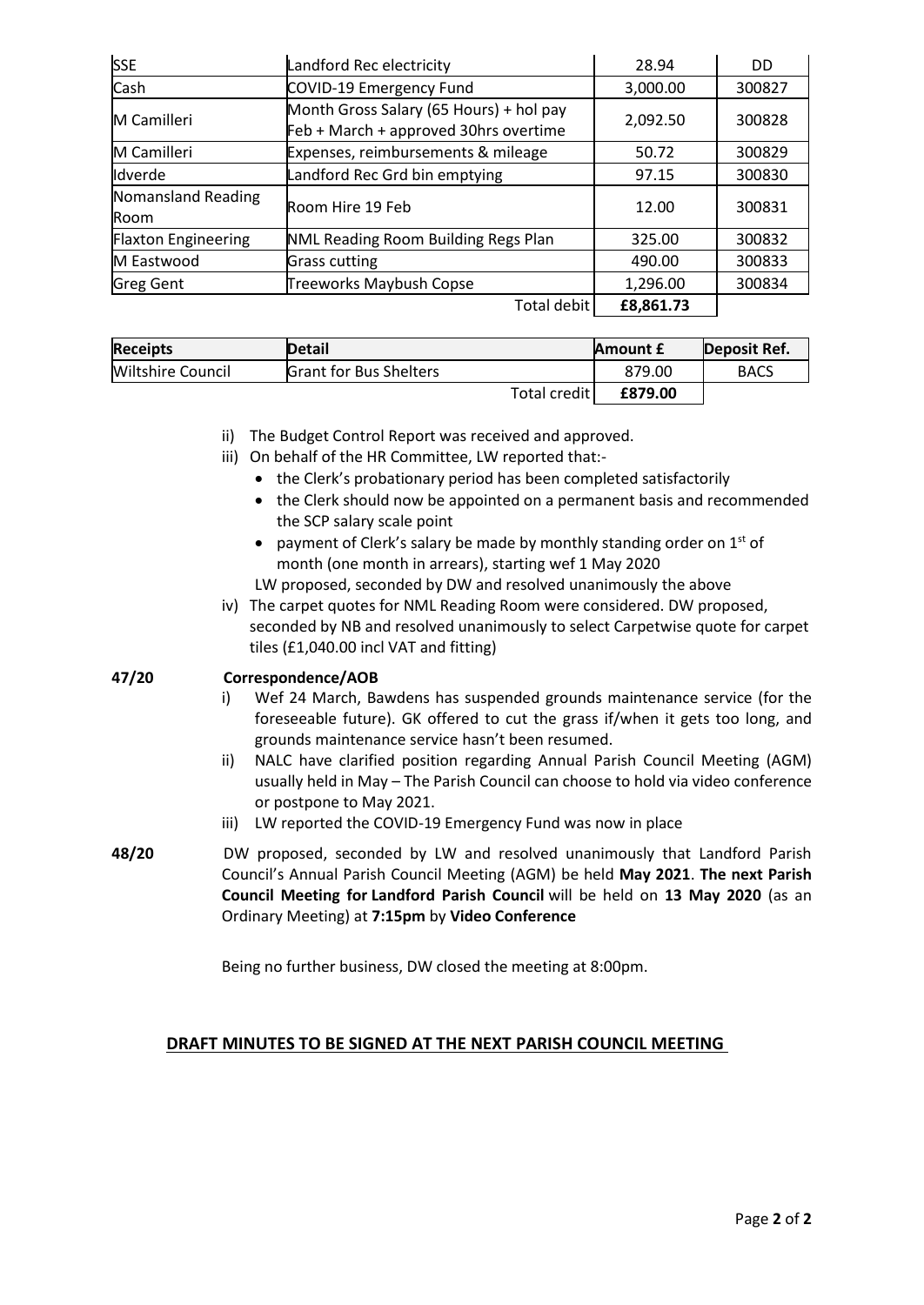| | | | |
|---|---|---|---|
| SSE | Landford Rec electricity | 28.94 | DD |
| Cash | COVID-19 Emergency Fund | 3,000.00 | 300827 |
| M Camilleri | Month Gross Salary (65 Hours) + hol pay Feb + March + approved 30hrs overtime | 2,092.50 | 300828 |
| M Camilleri | Expenses, reimbursements & mileage | 50.72 | 300829 |
| Idverde | Landford Rec Grd bin emptying | 97.15 | 300830 |
| Nomansland Reading Room | Room Hire 19 Feb | 12.00 | 300831 |
| Flaxton Engineering | NML Reading Room Building Regs Plan | 325.00 | 300832 |
| M Eastwood | Grass cutting | 490.00 | 300833 |
| Greg Gent | Treeworks Maybush Copse | 1,296.00 | 300834 |
| | Total debit | **£8,861.73** | |

| Receipts | Detail | Amount £ | Deposit Ref. |
|---|---|---|---|
| Wiltshire Council | Grant for Bus Shelters | 879.00 | BACS |
| | Total credit | **£879.00** | |

ii) The Budget Control Report was received and approved.

iii) On behalf of the HR Committee, LW reported that:-
- the Clerk's probationary period has been completed satisfactorily
- the Clerk should now be appointed on a permanent basis and recommended the SCP salary scale point
- payment of Clerk's salary be made by monthly standing order on 1st of month (one month in arrears), starting wef 1 May 2020

LW proposed, seconded by DW and resolved unanimously the above

iv) The carpet quotes for NML Reading Room were considered. DW proposed, seconded by NB and resolved unanimously to select Carpetwise quote for carpet tiles (£1,040.00 incl VAT and fitting)

**47/20 Correspondence/AOB**

i) Wef 24 March, Bawdens has suspended grounds maintenance service (for the foreseeable future). GK offered to cut the grass if/when it gets too long, and grounds maintenance service hasn't been resumed.

ii) NALC have clarified position regarding Annual Parish Council Meeting (AGM) usually held in May – The Parish Council can choose to hold via video conference or postpone to May 2021.

iii) LW reported the COVID-19 Emergency Fund was now in place

**48/20** DW proposed, seconded by LW and resolved unanimously that Landford Parish Council's Annual Parish Council Meeting (AGM) be held **May 2021**. **The next Parish Council Meeting for Landford Parish Council** will be held on **13 May 2020** (as an Ordinary Meeting) at **7:15pm** by **Video Conference**

Being no further business, DW closed the meeting at 8:00pm.

**DRAFT MINUTES TO BE SIGNED AT THE NEXT PARISH COUNCIL MEETING**